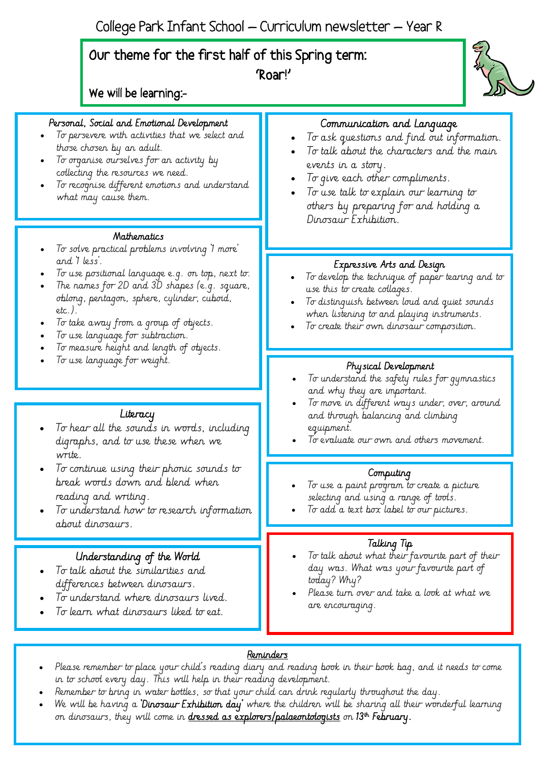# College Park Infant School – Curriculum newsletter – Year R

## Our theme for the first half of this Spring term: 'Roar!'

We will be learning:-

### Personal, Social and Emotional Development

- To persevere with activities that we select and those chosen by an adult.
- To organise ourselves for an activity by collecting the resources we need.
- To recognise different emotions and understand what may cause them.

### Mathematics

- To solve practical problems involving '1 more' and '1 less'.
- To use positional language e.g. on top, next to.
- The names for 2D and 3D shapes (e.g. square, oblong, pentagon, sphere, cylinder, cuboid, etc.).
- To take away from a group of objects.
- To use language for subtraction.
- To measure height and length of objects.
- To use language for weight.

### Literacy

- To hear all the sounds in words, including digraphs, and to use these when we write.
- To continue using their phonic sounds to break words down and blend when reading and writing.
- To understand how to research information about dinosaurs.

### Understanding of the World

- To talk about the similarities and differences between dinosaurs.
- To understand where dinosaurs lived.
- To learn what dinosaurs liked to eat.

### Communication and Language

- To ask questions and find out information.
- To talk about the characters and the main events in a story.
- To give each other compliments.
- To use talk to explain our learning to others by preparing for and holding a Dinosaur Exhibition.

### Expressive Arts and Design

- To develop the technique of paper tearing and to use this to create collages.
- To distinguish between loud and quiet sounds when listening to and playing instruments.
- To create their own dinosaur composition.

### Physical Development

- To understand the safety rules for gymnastics and why they are important.
- To move in different ways under, over, around and through balancing and climbing equipment.
- To evaluate our own and others movement.

### Computing

- To use a paint program to create a picture selecting and using a range of tools.
- To add a text box label to our pictures.

### Talking Tip

- To talk about what their favourite part of their day was. What was your favourite part of today? Why?
- Please turn over and take a look at what we are encouraging.

### Reminders

- Please remember to place your child's reading diary and reading book in their book bag, and it needs to come in to school every day. This will help in their reading development.
- Remember to bring in water bottles, so that your child can drink regularly throughout the day.
- We will be having a **'Dinosaur Exhibition day'** where the children will be sharing all their wonderful learning on dinosaurs, they will come in **dressed as explorers/palaeontologists** on **13th February**.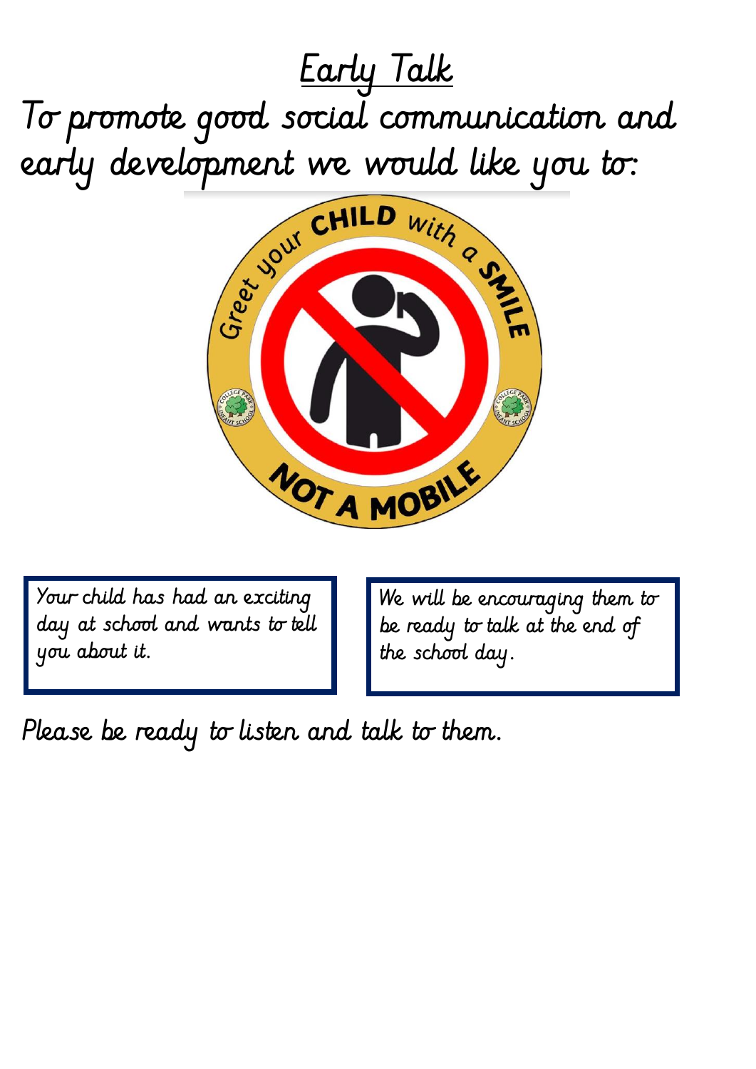# Early Talk

To promote good social communication and early development we would like you to:

Greet your CHILD with a SMILE

NOT A MOBILE

Your child has had an exciting day at school and wants to tell you about it.

We will be encouraging them to be ready to talk at the end of the school day.

Please be ready to listen and talk to them.